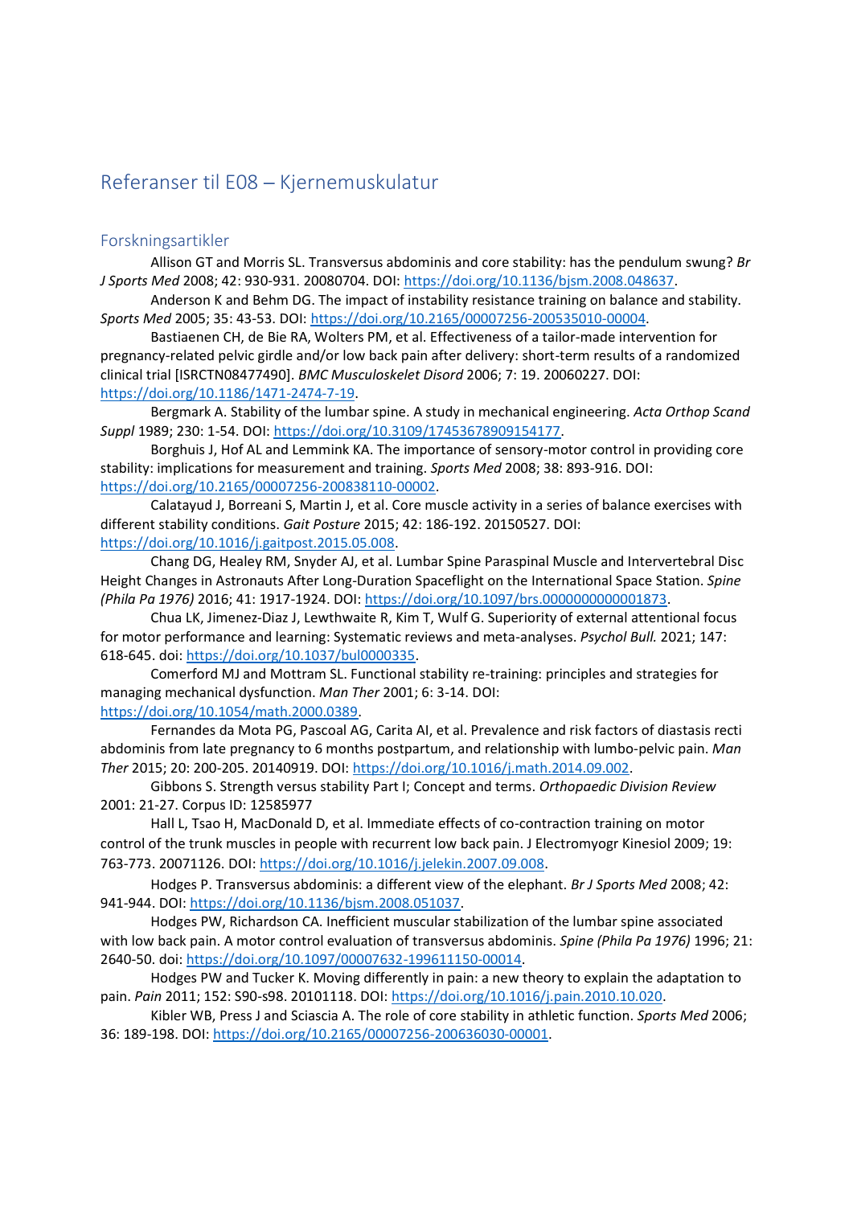# Referanser til E08 – Kjernemuskulatur

## Forskningsartikler

Allison GT and Morris SL. Transversus abdominis and core stability: has the pendulum swung? *Br J Sports Med* 2008; 42: 930-931. 20080704. DOI: https://doi.org/10.1136/bjsm.2008.048637.

Anderson K and Behm DG. The impact of instability resistance training on balance and stability. *Sports Med* 2005; 35: 43-53. DOI: https://doi.org/10.2165/00007256-200535010-00004.

Bastiaenen CH, de Bie RA, Wolters PM, et al. Effectiveness of a tailor-made intervention for pregnancy-related pelvic girdle and/or low back pain after delivery: short-term results of a randomized clinical trial [ISRCTN08477490]. *BMC Musculoskelet Disord* 2006; 7: 19. 20060227. DOI: https://doi.org/10.1186/1471-2474-7-19.

Bergmark A. Stability of the lumbar spine. A study in mechanical engineering. *Acta Orthop Scand Suppl* 1989; 230: 1-54. DOI: https://doi.org/10.3109/17453678909154177.

Borghuis J, Hof AL and Lemmink KA. The importance of sensory-motor control in providing core stability: implications for measurement and training. *Sports Med* 2008; 38: 893-916. DOI: https://doi.org/10.2165/00007256-200838110-00002.

Calatayud J, Borreani S, Martin J, et al. Core muscle activity in a series of balance exercises with different stability conditions. *Gait Posture* 2015; 42: 186-192. 20150527. DOI: https://doi.org/10.1016/j.gaitpost.2015.05.008.

Chang DG, Healey RM, Snyder AJ, et al. Lumbar Spine Paraspinal Muscle and Intervertebral Disc Height Changes in Astronauts After Long-Duration Spaceflight on the International Space Station. *Spine (Phila Pa 1976)* 2016; 41: 1917-1924. DOI: https://doi.org/10.1097/brs.0000000000001873.

Chua LK, Jimenez-Diaz J, Lewthwaite R, Kim T, Wulf G. Superiority of external attentional focus for motor performance and learning: Systematic reviews and meta-analyses. *Psychol Bull.* 2021; 147: 618-645. doi: https://doi.org/10.1037/bul0000335.

Comerford MJ and Mottram SL. Functional stability re-training: principles and strategies for managing mechanical dysfunction. *Man Ther* 2001; 6: 3-14. DOI: https://doi.org/10.1054/math.2000.0389.

Fernandes da Mota PG, Pascoal AG, Carita AI, et al. Prevalence and risk factors of diastasis recti abdominis from late pregnancy to 6 months postpartum, and relationship with lumbo-pelvic pain. *Man Ther* 2015; 20: 200-205. 20140919. DOI: https://doi.org/10.1016/j.math.2014.09.002.

Gibbons S. Strength versus stability Part I; Concept and terms. *Orthopaedic Division Review* 2001: 21-27. Corpus ID: 12585977

Hall L, Tsao H, MacDonald D, et al. Immediate effects of co-contraction training on motor control of the trunk muscles in people with recurrent low back pain. J Electromyogr Kinesiol 2009; 19: 763-773. 20071126. DOI: https://doi.org/10.1016/j.jelekin.2007.09.008.

Hodges P. Transversus abdominis: a different view of the elephant. *Br J Sports Med* 2008; 42: 941-944. DOI: https://doi.org/10.1136/bjsm.2008.051037.

Hodges PW, Richardson CA. Inefficient muscular stabilization of the lumbar spine associated with low back pain. A motor control evaluation of transversus abdominis. *Spine (Phila Pa 1976)* 1996; 21: 2640-50. doi: https://doi.org/10.1097/00007632-199611150-00014.

Hodges PW and Tucker K. Moving differently in pain: a new theory to explain the adaptation to pain. *Pain* 2011; 152: S90-s98. 20101118. DOI: https://doi.org/10.1016/j.pain.2010.10.020.

Kibler WB, Press J and Sciascia A. The role of core stability in athletic function. *Sports Med* 2006; 36: 189-198. DOI: https://doi.org/10.2165/00007256-200636030-00001.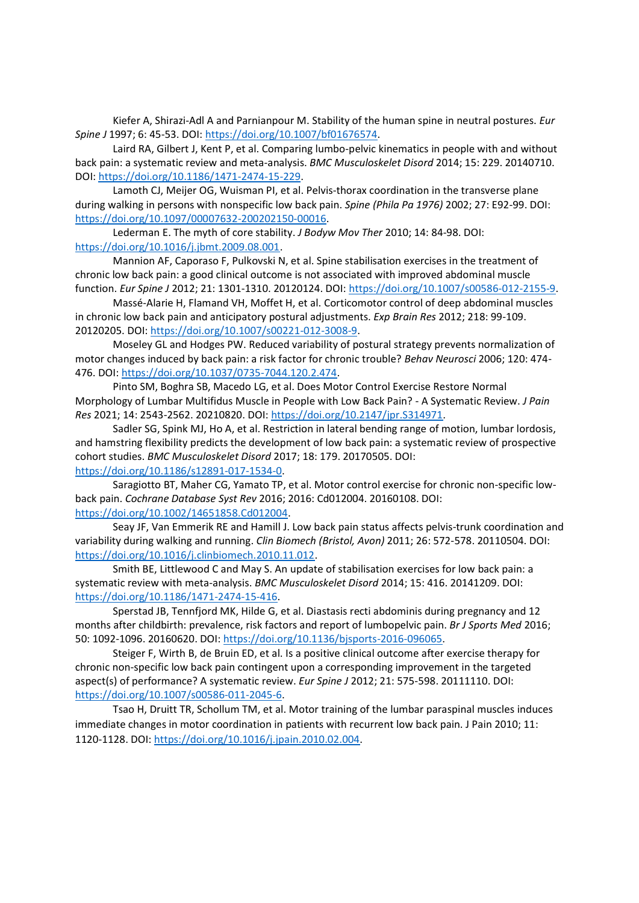Kiefer A, Shirazi-Adl A and Parnianpour M. Stability of the human spine in neutral postures. *Eur Spine J* 1997; 6: 45-53. DOI: https://doi.org/10.1007/bf01676574.

Laird RA, Gilbert J, Kent P, et al. Comparing lumbo-pelvic kinematics in people with and without back pain: a systematic review and meta-analysis. *BMC Musculoskelet Disord* 2014; 15: 229. 20140710. DOI: https://doi.org/10.1186/1471-2474-15-229.

Lamoth CJ, Meijer OG, Wuisman PI, et al. Pelvis-thorax coordination in the transverse plane during walking in persons with nonspecific low back pain. *Spine (Phila Pa 1976)* 2002; 27: E92-99. DOI: https://doi.org/10.1097/00007632-200202150-00016.

Lederman E. The myth of core stability. *J Bodyw Mov Ther* 2010; 14: 84-98. DOI: https://doi.org/10.1016/j.jbmt.2009.08.001.

Mannion AF, Caporaso F, Pulkovski N, et al. Spine stabilisation exercises in the treatment of chronic low back pain: a good clinical outcome is not associated with improved abdominal muscle function. *Eur Spine J* 2012; 21: 1301-1310. 20120124. DOI: https://doi.org/10.1007/s00586-012-2155-9.

Massé-Alarie H, Flamand VH, Moffet H, et al. Corticomotor control of deep abdominal muscles in chronic low back pain and anticipatory postural adjustments. *Exp Brain Res* 2012; 218: 99-109. 20120205. DOI: https://doi.org/10.1007/s00221-012-3008-9.

Moseley GL and Hodges PW. Reduced variability of postural strategy prevents normalization of motor changes induced by back pain: a risk factor for chronic trouble? *Behav Neurosci* 2006; 120: 474-476. DOI: https://doi.org/10.1037/0735-7044.120.2.474.

Pinto SM, Boghra SB, Macedo LG, et al. Does Motor Control Exercise Restore Normal Morphology of Lumbar Multifidus Muscle in People with Low Back Pain? - A Systematic Review. *J Pain Res* 2021; 14: 2543-2562. 20210820. DOI: https://doi.org/10.2147/jpr.S314971.

Sadler SG, Spink MJ, Ho A, et al. Restriction in lateral bending range of motion, lumbar lordosis, and hamstring flexibility predicts the development of low back pain: a systematic review of prospective cohort studies. *BMC Musculoskelet Disord* 2017; 18: 179. 20170505. DOI: https://doi.org/10.1186/s12891-017-1534-0.

Saragiotto BT, Maher CG, Yamato TP, et al. Motor control exercise for chronic non-specific low-back pain. *Cochrane Database Syst Rev* 2016; 2016: Cd012004. 20160108. DOI: https://doi.org/10.1002/14651858.Cd012004.

Seay JF, Van Emmerik RE and Hamill J. Low back pain status affects pelvis-trunk coordination and variability during walking and running. *Clin Biomech (Bristol, Avon)* 2011; 26: 572-578. 20110504. DOI: https://doi.org/10.1016/j.clinbiomech.2010.11.012.

Smith BE, Littlewood C and May S. An update of stabilisation exercises for low back pain: a systematic review with meta-analysis. *BMC Musculoskelet Disord* 2014; 15: 416. 20141209. DOI: https://doi.org/10.1186/1471-2474-15-416.

Sperstad JB, Tennfjord MK, Hilde G, et al. Diastasis recti abdominis during pregnancy and 12 months after childbirth: prevalence, risk factors and report of lumbopelvic pain. *Br J Sports Med* 2016; 50: 1092-1096. 20160620. DOI: https://doi.org/10.1136/bjsports-2016-096065.

Steiger F, Wirth B, de Bruin ED, et al. Is a positive clinical outcome after exercise therapy for chronic non-specific low back pain contingent upon a corresponding improvement in the targeted aspect(s) of performance? A systematic review. *Eur Spine J* 2012; 21: 575-598. 20111110. DOI: https://doi.org/10.1007/s00586-011-2045-6.

Tsao H, Druitt TR, Schollum TM, et al. Motor training of the lumbar paraspinal muscles induces immediate changes in motor coordination in patients with recurrent low back pain. J Pain 2010; 11: 1120-1128. DOI: https://doi.org/10.1016/j.jpain.2010.02.004.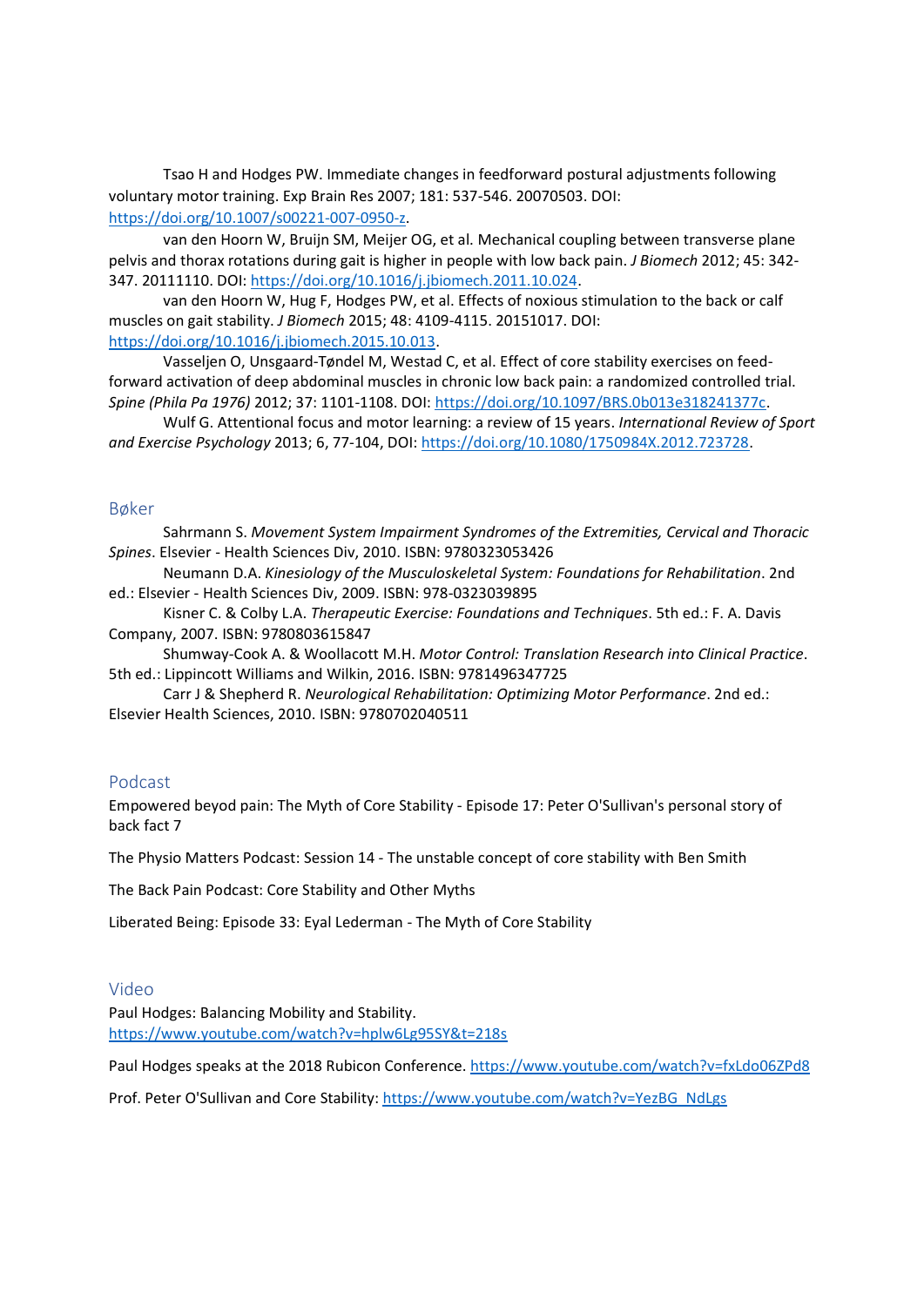Tsao H and Hodges PW. Immediate changes in feedforward postural adjustments following voluntary motor training. Exp Brain Res 2007; 181: 537-546. 20070503. DOI: https://doi.org/10.1007/s00221-007-0950-z.

van den Hoorn W, Bruijn SM, Meijer OG, et al. Mechanical coupling between transverse plane pelvis and thorax rotations during gait is higher in people with low back pain. *J Biomech* 2012; 45: 342-347. 20111110. DOI: https://doi.org/10.1016/j.jbiomech.2011.10.024.

van den Hoorn W, Hug F, Hodges PW, et al. Effects of noxious stimulation to the back or calf muscles on gait stability. *J Biomech* 2015; 48: 4109-4115. 20151017. DOI: https://doi.org/10.1016/j.jbiomech.2015.10.013.

Vasseljen O, Unsgaard-Tøndel M, Westad C, et al. Effect of core stability exercises on feed-forward activation of deep abdominal muscles in chronic low back pain: a randomized controlled trial. *Spine (Phila Pa 1976)* 2012; 37: 1101-1108. DOI: https://doi.org/10.1097/BRS.0b013e318241377c.

Wulf G. Attentional focus and motor learning: a review of 15 years. *International Review of Sport and Exercise Psychology* 2013; 6, 77-104, DOI: https://doi.org/10.1080/1750984X.2012.723728.

## Bøker

Sahrmann S. *Movement System Impairment Syndromes of the Extremities, Cervical and Thoracic Spines*. Elsevier - Health Sciences Div, 2010. ISBN: 9780323053426

Neumann D.A. *Kinesiology of the Musculoskeletal System: Foundations for Rehabilitation*. 2nd ed.: Elsevier - Health Sciences Div, 2009. ISBN: 978-0323039895

Kisner C. & Colby L.A. *Therapeutic Exercise: Foundations and Techniques*. 5th ed.: F. A. Davis Company, 2007. ISBN: 9780803615847

Shumway-Cook A. & Woollacott M.H. *Motor Control: Translation Research into Clinical Practice*. 5th ed.: Lippincott Williams and Wilkin, 2016. ISBN: 9781496347725

Carr J & Shepherd R. *Neurological Rehabilitation: Optimizing Motor Performance*. 2nd ed.: Elsevier Health Sciences, 2010. ISBN: 9780702040511

## Podcast

Empowered beyod pain: The Myth of Core Stability - Episode 17: Peter O'Sullivan's personal story of back fact 7

The Physio Matters Podcast: Session 14 - The unstable concept of core stability with Ben Smith

The Back Pain Podcast: Core Stability and Other Myths

Liberated Being: Episode 33: Eyal Lederman - The Myth of Core Stability

## Video

Paul Hodges: Balancing Mobility and Stability.
https://www.youtube.com/watch?v=hplw6Lg95SY&t=218s

Paul Hodges speaks at the 2018 Rubicon Conference. https://www.youtube.com/watch?v=fxLdo06ZPd8

Prof. Peter O'Sullivan and Core Stability: https://www.youtube.com/watch?v=YezBG_NdLgs